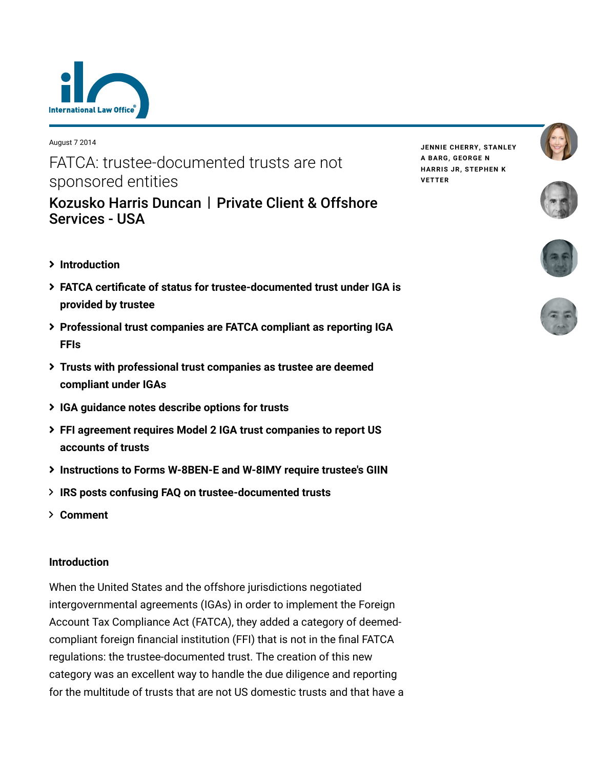August 7 2014

# FATCA: trustee-documented trusts are not sponsored entities

## Kozusko Harris Duncan | Private Client & Offshore Services - USA

JENNIE CHERRY, STANLEY A BARG, GEORGE N HARRIS JR, STEPHEN K VETTER

- Introduction
- FATCA certificate of status for trustee-documented trust under IGA is provided by trustee
- Professional trust companies are FATCA compliant as reporting IGA FFIs
- Trusts with professional trust companies as trustee are deemed compliant under IGAs
- IGA guidance notes describe options for trusts
- FFI agreement requires Model 2 IGA trust companies to report US accounts of trusts
- Instructions to Forms W-8BEN-E and W-8IMY require trustee's GIIN
- IRS posts confusing FAQ on trustee-documented trusts
- Comment

### Introduction

When the United States and the offshore jurisdictions negotiated intergovernmental agreements (IGAs) in order to implement the Foreign Account Tax Compliance Act (FATCA), they added a category of deemed-compliant foreign financial institution (FFI) that is not in the final FATCA regulations: the trustee-documented trust. The creation of this new category was an excellent way to handle the due diligence and reporting for the multitude of trusts that are not US domestic trusts and that have a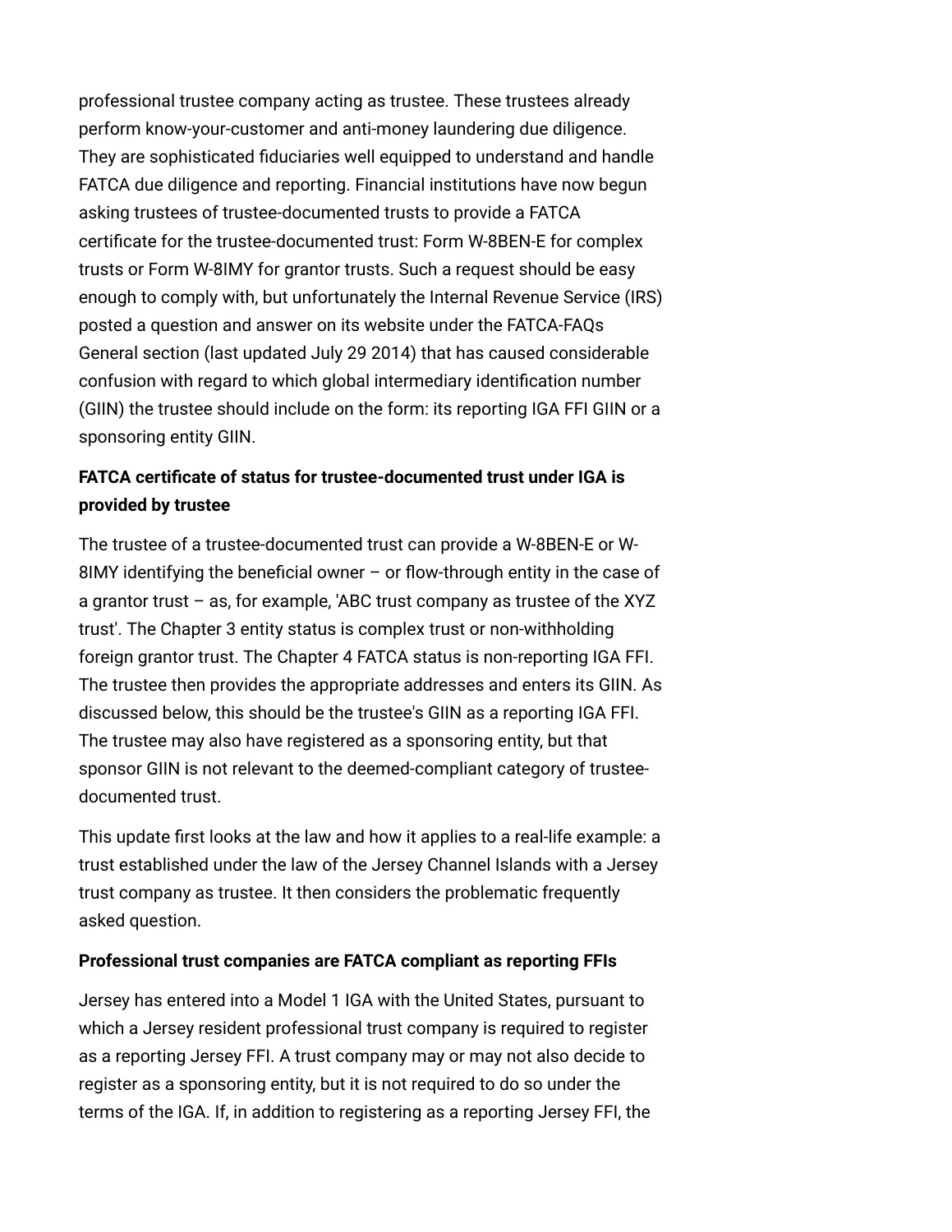professional trustee company acting as trustee. These trustees already perform know-your-customer and anti-money laundering due diligence. They are sophisticated fiduciaries well equipped to understand and handle FATCA due diligence and reporting. Financial institutions have now begun asking trustees of trustee-documented trusts to provide a FATCA certificate for the trustee-documented trust: Form W-8BEN-E for complex trusts or Form W-8IMY for grantor trusts. Such a request should be easy enough to comply with, but unfortunately the Internal Revenue Service (IRS) posted a question and answer on its website under the FATCA-FAQs General section (last updated July 29 2014) that has caused considerable confusion with regard to which global intermediary identification number (GIIN) the trustee should include on the form: its reporting IGA FFI GIIN or a sponsoring entity GIIN.

**FATCA certificate of status for trustee-documented trust under IGA is provided by trustee**

The trustee of a trustee-documented trust can provide a W-8BEN-E or W-8IMY identifying the beneficial owner – or flow-through entity in the case of a grantor trust – as, for example, 'ABC trust company as trustee of the XYZ trust'. The Chapter 3 entity status is complex trust or non-withholding foreign grantor trust. The Chapter 4 FATCA status is non-reporting IGA FFI. The trustee then provides the appropriate addresses and enters its GIIN. As discussed below, this should be the trustee's GIIN as a reporting IGA FFI. The trustee may also have registered as a sponsoring entity, but that sponsor GIIN is not relevant to the deemed-compliant category of trustee-documented trust.

This update first looks at the law and how it applies to a real-life example: a trust established under the law of the Jersey Channel Islands with a Jersey trust company as trustee. It then considers the problematic frequently asked question.

**Professional trust companies are FATCA compliant as reporting FFIs**

Jersey has entered into a Model 1 IGA with the United States, pursuant to which a Jersey resident professional trust company is required to register as a reporting Jersey FFI. A trust company may or may not also decide to register as a sponsoring entity, but it is not required to do so under the terms of the IGA. If, in addition to registering as a reporting Jersey FFI, the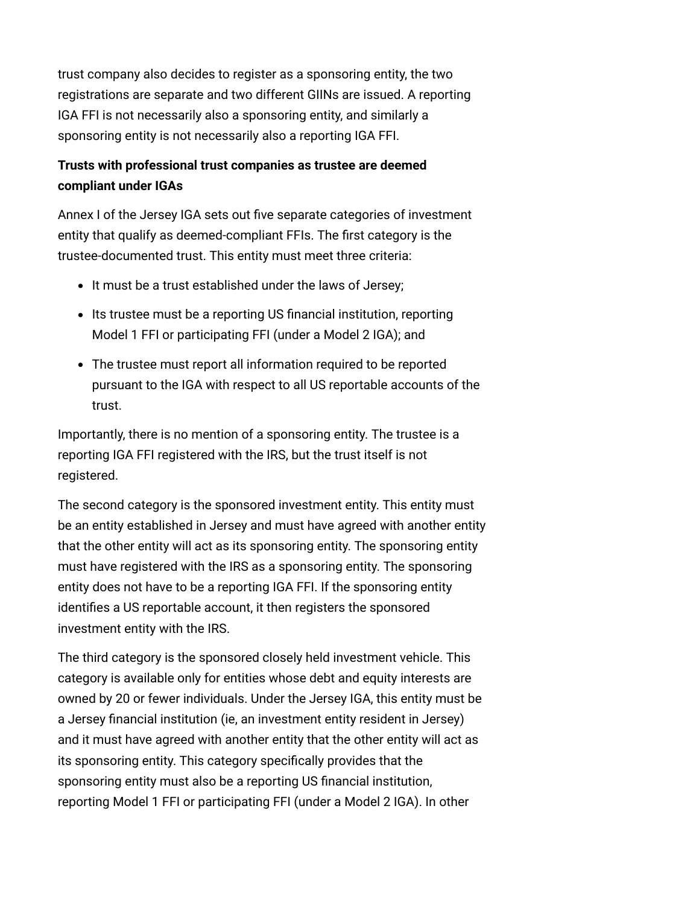trust company also decides to register as a sponsoring entity, the two registrations are separate and two different GIINs are issued. A reporting IGA FFI is not necessarily also a sponsoring entity, and similarly a sponsoring entity is not necessarily also a reporting IGA FFI.

**Trusts with professional trust companies as trustee are deemed compliant under IGAs**

Annex I of the Jersey IGA sets out five separate categories of investment entity that qualify as deemed-compliant FFIs. The first category is the trustee-documented trust. This entity must meet three criteria:

- It must be a trust established under the laws of Jersey;
- Its trustee must be a reporting US financial institution, reporting Model 1 FFI or participating FFI (under a Model 2 IGA); and
- The trustee must report all information required to be reported pursuant to the IGA with respect to all US reportable accounts of the trust.

Importantly, there is no mention of a sponsoring entity. The trustee is a reporting IGA FFI registered with the IRS, but the trust itself is not registered.

The second category is the sponsored investment entity. This entity must be an entity established in Jersey and must have agreed with another entity that the other entity will act as its sponsoring entity. The sponsoring entity must have registered with the IRS as a sponsoring entity. The sponsoring entity does not have to be a reporting IGA FFI. If the sponsoring entity identifies a US reportable account, it then registers the sponsored investment entity with the IRS.

The third category is the sponsored closely held investment vehicle. This category is available only for entities whose debt and equity interests are owned by 20 or fewer individuals. Under the Jersey IGA, this entity must be a Jersey financial institution (ie, an investment entity resident in Jersey) and it must have agreed with another entity that the other entity will act as its sponsoring entity. This category specifically provides that the sponsoring entity must also be a reporting US financial institution, reporting Model 1 FFI or participating FFI (under a Model 2 IGA). In other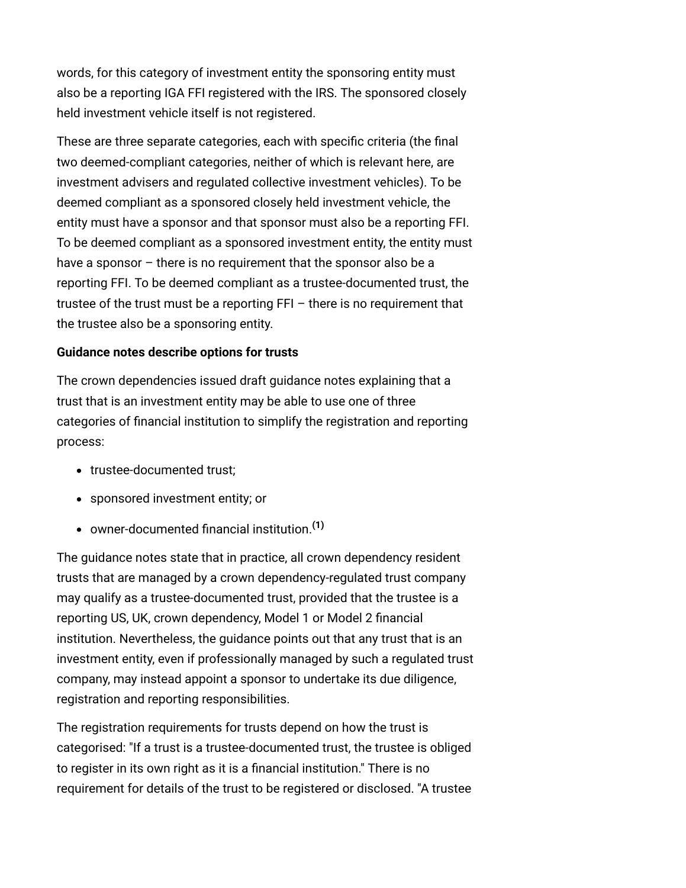words, for this category of investment entity the sponsoring entity must also be a reporting IGA FFI registered with the IRS. The sponsored closely held investment vehicle itself is not registered.

These are three separate categories, each with specific criteria (the final two deemed-compliant categories, neither of which is relevant here, are investment advisers and regulated collective investment vehicles). To be deemed compliant as a sponsored closely held investment vehicle, the entity must have a sponsor and that sponsor must also be a reporting FFI. To be deemed compliant as a sponsored investment entity, the entity must have a sponsor – there is no requirement that the sponsor also be a reporting FFI. To be deemed compliant as a trustee-documented trust, the trustee of the trust must be a reporting FFI – there is no requirement that the trustee also be a sponsoring entity.

**Guidance notes describe options for trusts**

The crown dependencies issued draft guidance notes explaining that a trust that is an investment entity may be able to use one of three categories of financial institution to simplify the registration and reporting process:

- trustee-documented trust;
- sponsored investment entity; or
- owner-documented financial institution.[(1)]

The guidance notes state that in practice, all crown dependency resident trusts that are managed by a crown dependency-regulated trust company may qualify as a trustee-documented trust, provided that the trustee is a reporting US, UK, crown dependency, Model 1 or Model 2 financial institution. Nevertheless, the guidance points out that any trust that is an investment entity, even if professionally managed by such a regulated trust company, may instead appoint a sponsor to undertake its due diligence, registration and reporting responsibilities.

The registration requirements for trusts depend on how the trust is categorised: "If a trust is a trustee-documented trust, the trustee is obliged to register in its own right as it is a financial institution." There is no requirement for details of the trust to be registered or disclosed. "A trustee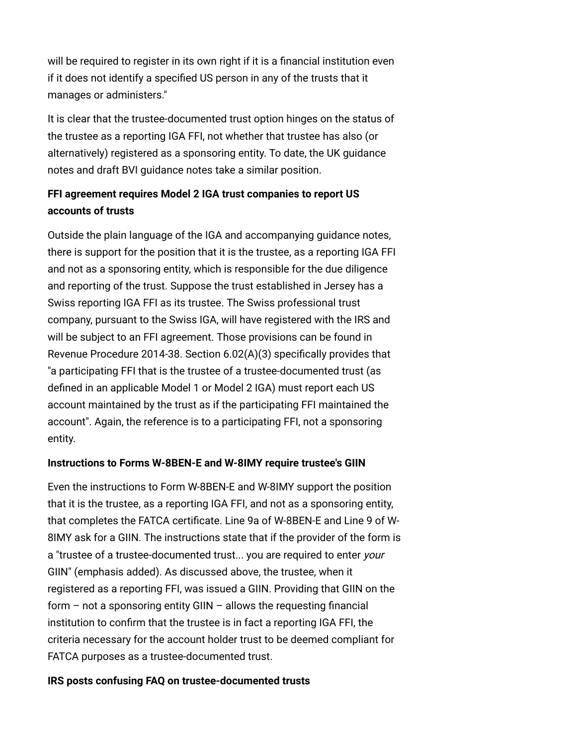will be required to register in its own right if it is a financial institution even if it does not identify a specified US person in any of the trusts that it manages or administers."

It is clear that the trustee-documented trust option hinges on the status of the trustee as a reporting IGA FFI, not whether that trustee has also (or alternatively) registered as a sponsoring entity. To date, the UK guidance notes and draft BVI guidance notes take a similar position.

### FFI agreement requires Model 2 IGA trust companies to report US accounts of trusts

Outside the plain language of the IGA and accompanying guidance notes, there is support for the position that it is the trustee, as a reporting IGA FFI and not as a sponsoring entity, which is responsible for the due diligence and reporting of the trust. Suppose the trust established in Jersey has a Swiss reporting IGA FFI as its trustee. The Swiss professional trust company, pursuant to the Swiss IGA, will have registered with the IRS and will be subject to an FFI agreement. Those provisions can be found in Revenue Procedure 2014-38. Section 6.02(A)(3) specifically provides that "a participating FFI that is the trustee of a trustee-documented trust (as defined in an applicable Model 1 or Model 2 IGA) must report each US account maintained by the trust as if the participating FFI maintained the account". Again, the reference is to a participating FFI, not a sponsoring entity.

### Instructions to Forms W-8BEN-E and W-8IMY require trustee's GIIN

Even the instructions to Form W-8BEN-E and W-8IMY support the position that it is the trustee, as a reporting IGA FFI, and not as a sponsoring entity, that completes the FATCA certificate. Line 9a of W-8BEN-E and Line 9 of W-8IMY ask for a GIIN. The instructions state that if the provider of the form is a "trustee of a trustee-documented trust... you are required to enter *your* GIIN" (emphasis added). As discussed above, the trustee, when it registered as a reporting FFI, was issued a GIIN. Providing that GIIN on the form – not a sponsoring entity GIIN – allows the requesting financial institution to confirm that the trustee is in fact a reporting IGA FFI, the criteria necessary for the account holder trust to be deemed compliant for FATCA purposes as a trustee-documented trust.

### IRS posts confusing FAQ on trustee-documented trusts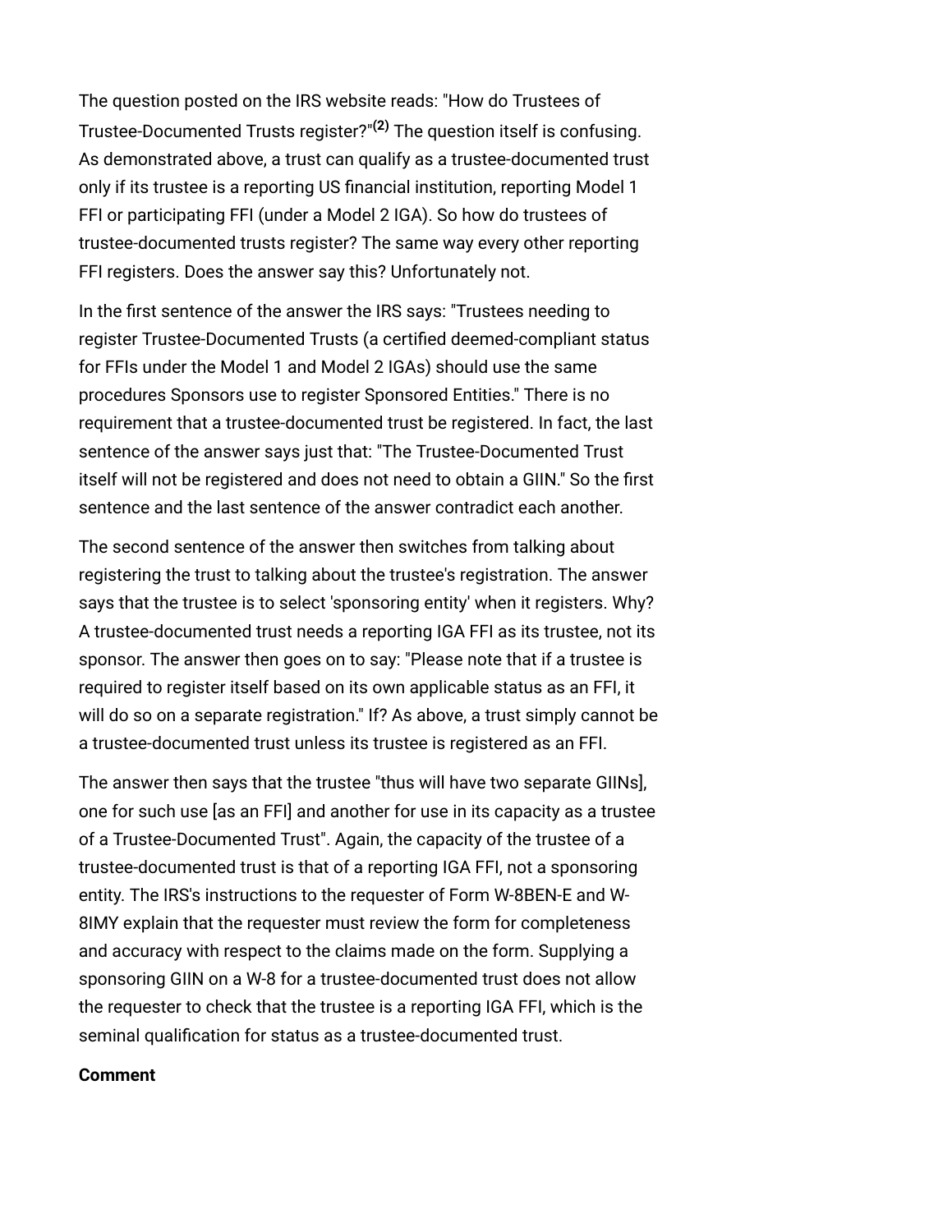The question posted on the IRS website reads: "How do Trustees of Trustee-Documented Trusts register?"[(2)] The question itself is confusing. As demonstrated above, a trust can qualify as a trustee-documented trust only if its trustee is a reporting US financial institution, reporting Model 1 FFI or participating FFI (under a Model 2 IGA). So how do trustees of trustee-documented trusts register? The same way every other reporting FFI registers. Does the answer say this? Unfortunately not.

In the first sentence of the answer the IRS says: "Trustees needing to register Trustee-Documented Trusts (a certified deemed-compliant status for FFIs under the Model 1 and Model 2 IGAs) should use the same procedures Sponsors use to register Sponsored Entities." There is no requirement that a trustee-documented trust be registered. In fact, the last sentence of the answer says just that: "The Trustee-Documented Trust itself will not be registered and does not need to obtain a GIIN." So the first sentence and the last sentence of the answer contradict each another.

The second sentence of the answer then switches from talking about registering the trust to talking about the trustee's registration. The answer says that the trustee is to select 'sponsoring entity' when it registers. Why? A trustee-documented trust needs a reporting IGA FFI as its trustee, not its sponsor. The answer then goes on to say: "Please note that if a trustee is required to register itself based on its own applicable status as an FFI, it will do so on a separate registration." If? As above, a trust simply cannot be a trustee-documented trust unless its trustee is registered as an FFI.

The answer then says that the trustee "thus will have two separate GIINs], one for such use [as an FFI] and another for use in its capacity as a trustee of a Trustee-Documented Trust". Again, the capacity of the trustee of a trustee-documented trust is that of a reporting IGA FFI, not a sponsoring entity. The IRS's instructions to the requester of Form W-8BEN-E and W-8IMY explain that the requester must review the form for completeness and accuracy with respect to the claims made on the form. Supplying a sponsoring GIIN on a W-8 for a trustee-documented trust does not allow the requester to check that the trustee is a reporting IGA FFI, which is the seminal qualification for status as a trustee-documented trust.

**Comment**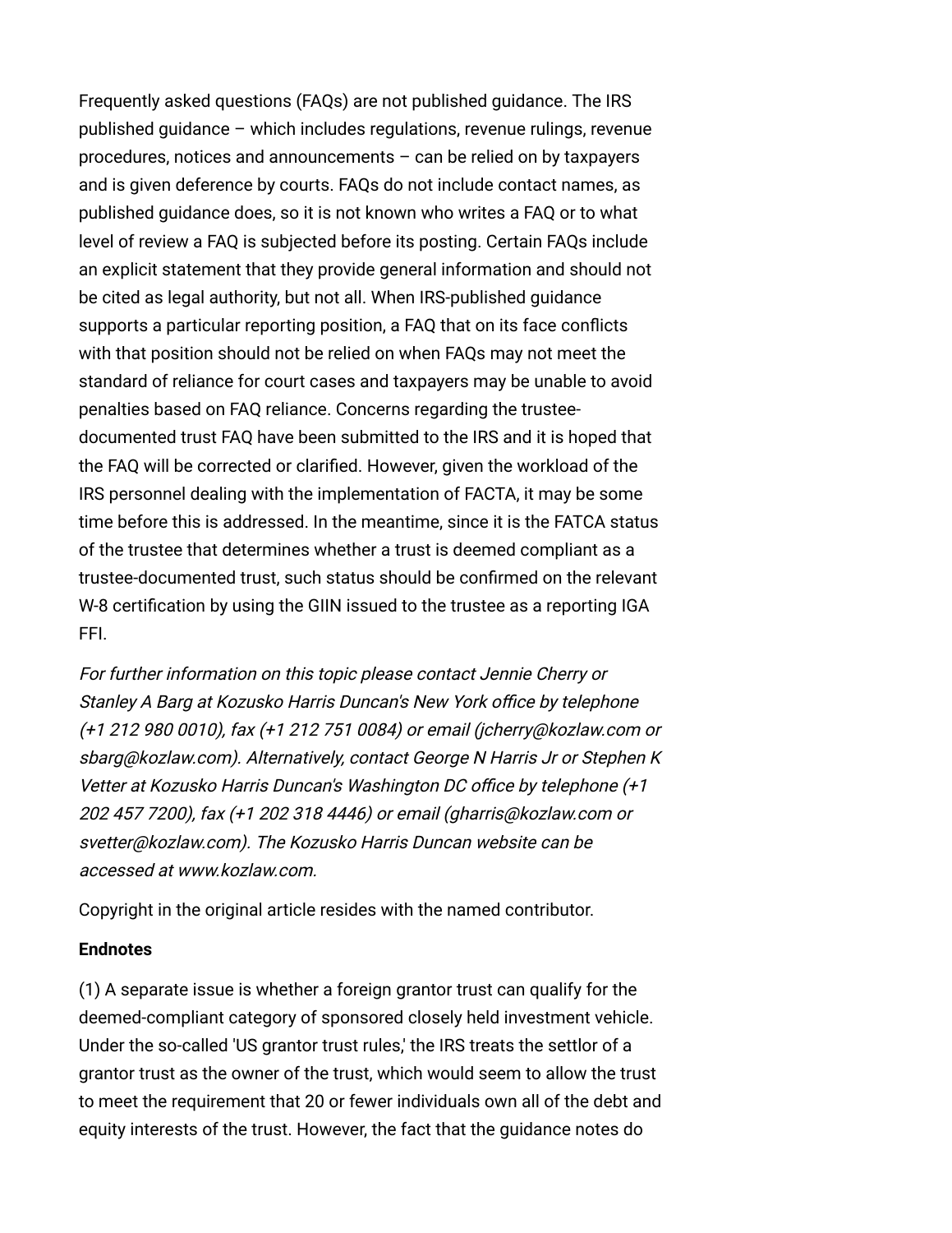Frequently asked questions (FAQs) are not published guidance. The IRS published guidance – which includes regulations, revenue rulings, revenue procedures, notices and announcements – can be relied on by taxpayers and is given deference by courts. FAQs do not include contact names, as published guidance does, so it is not known who writes a FAQ or to what level of review a FAQ is subjected before its posting. Certain FAQs include an explicit statement that they provide general information and should not be cited as legal authority, but not all. When IRS-published guidance supports a particular reporting position, a FAQ that on its face conflicts with that position should not be relied on when FAQs may not meet the standard of reliance for court cases and taxpayers may be unable to avoid penalties based on FAQ reliance. Concerns regarding the trustee-documented trust FAQ have been submitted to the IRS and it is hoped that the FAQ will be corrected or clarified. However, given the workload of the IRS personnel dealing with the implementation of FACTA, it may be some time before this is addressed. In the meantime, since it is the FATCA status of the trustee that determines whether a trust is deemed compliant as a trustee-documented trust, such status should be confirmed on the relevant W-8 certification by using the GIIN issued to the trustee as a reporting IGA FFI.

*For further information on this topic please contact Jennie Cherry or Stanley A Barg at Kozusko Harris Duncan's New York office by telephone (+1 212 980 0010), fax (+1 212 751 0084) or email (jcherry@kozlaw.com or sbarg@kozlaw.com). Alternatively, contact George N Harris Jr or Stephen K Vetter at Kozusko Harris Duncan's Washington DC office by telephone (+1 202 457 7200), fax (+1 202 318 4446) or email (gharris@kozlaw.com or svetter@kozlaw.com). The Kozusko Harris Duncan website can be accessed at www.kozlaw.com.*

Copyright in the original article resides with the named contributor.

**Endnotes**

(1) A separate issue is whether a foreign grantor trust can qualify for the deemed-compliant category of sponsored closely held investment vehicle. Under the so-called 'US grantor trust rules,' the IRS treats the settlor of a grantor trust as the owner of the trust, which would seem to allow the trust to meet the requirement that 20 or fewer individuals own all of the debt and equity interests of the trust. However, the fact that the guidance notes do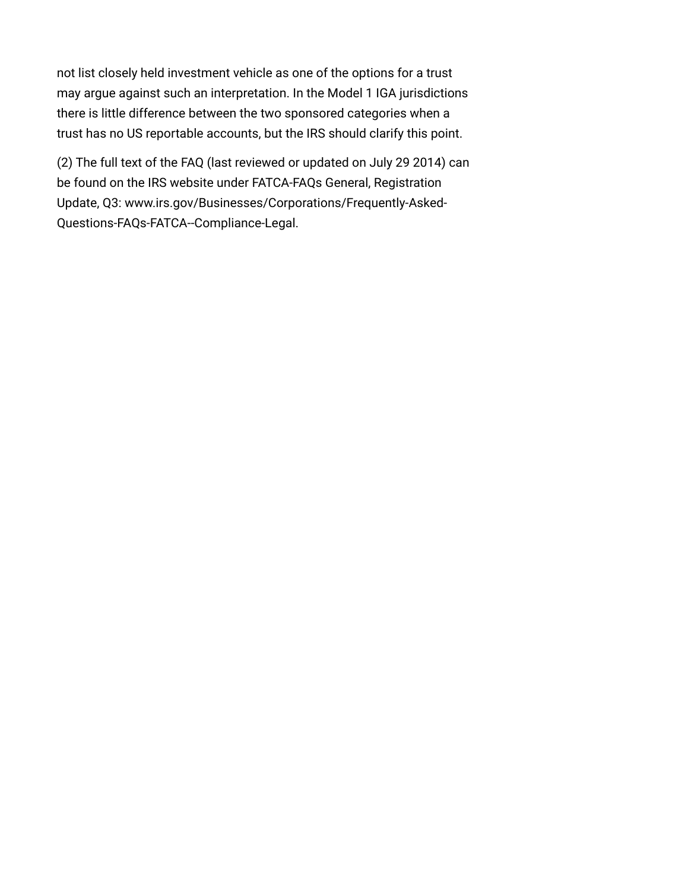not list closely held investment vehicle as one of the options for a trust may argue against such an interpretation. In the Model 1 IGA jurisdictions there is little difference between the two sponsored categories when a trust has no US reportable accounts, but the IRS should clarify this point.

(2) The full text of the FAQ (last reviewed or updated on July 29 2014) can be found on the IRS website under FATCA-FAQs General, Registration Update, Q3: www.irs.gov/Businesses/Corporations/Frequently-Asked-Questions-FAQs-FATCA--Compliance-Legal.